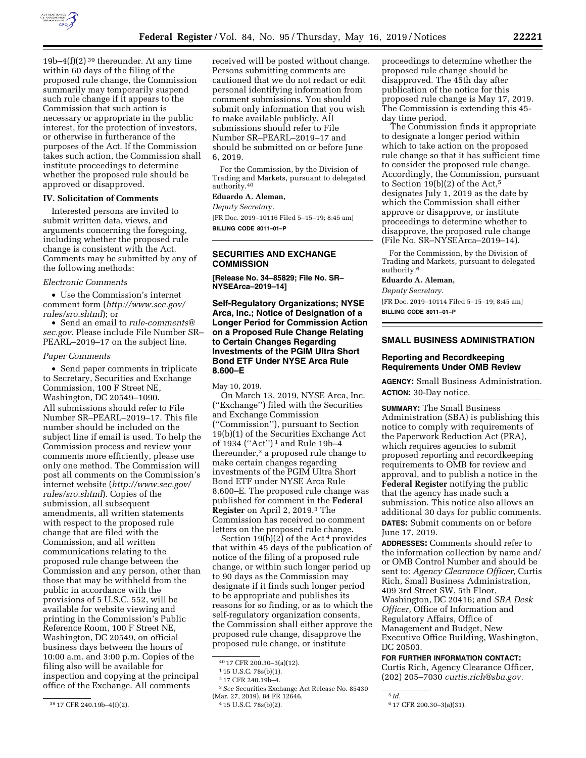19b–4(f)(2)[39] thereunder. At any time within 60 days of the filing of the proposed rule change, the Commission summarily may temporarily suspend such rule change if it appears to the Commission that such action is necessary or appropriate in the public interest, for the protection of investors, or otherwise in furtherance of the purposes of the Act. If the Commission takes such action, the Commission shall institute proceedings to determine whether the proposed rule should be approved or disapproved.

### IV. Solicitation of Comments

Interested persons are invited to submit written data, views, and arguments concerning the foregoing, including whether the proposed rule change is consistent with the Act. Comments may be submitted by any of the following methods:

*Electronic Comments*

- Use the Commission's internet comment form (*http://www.sec.gov/rules/sro.shtml*); or
- Send an email to *rule-comments@sec.gov.* Please include File Number SR–PEARL–2019–17 on the subject line.

*Paper Comments*

- Send paper comments in triplicate to Secretary, Securities and Exchange Commission, 100 F Street NE, Washington, DC 20549–1090.

All submissions should refer to File Number SR–PEARL–2019–17. This file number should be included on the subject line if email is used. To help the Commission process and review your comments more efficiently, please use only one method. The Commission will post all comments on the Commission's internet website (*http://www.sec.gov/rules/sro.shtml*). Copies of the submission, all subsequent amendments, all written statements with respect to the proposed rule change that are filed with the Commission, and all written communications relating to the proposed rule change between the Commission and any person, other than those that may be withheld from the public in accordance with the provisions of 5 U.S.C. 552, will be available for website viewing and printing in the Commission's Public Reference Room, 100 F Street NE, Washington, DC 20549, on official business days between the hours of 10:00 a.m. and 3:00 p.m. Copies of the filing also will be available for inspection and copying at the principal office of the Exchange. All comments received will be posted without change. Persons submitting comments are cautioned that we do not redact or edit personal identifying information from comment submissions. You should submit only information that you wish to make available publicly. All submissions should refer to File Number SR–PEARL–2019–17 and should be submitted on or before June 6, 2019.

For the Commission, by the Division of Trading and Markets, pursuant to delegated authority.[40]

**Eduardo A. Aleman,**

*Deputy Secretary.*

[FR Doc. 2019–10116 Filed 5–15–19; 8:45 am]

**BILLING CODE 8011–01–P**

[39] 17 CFR 240.19b–4(f)(2).

[40] 17 CFR 200.30–3(a)(12).

## SECURITIES AND EXCHANGE COMMISSION

**[Release No. 34–85829; File No. SR–NYSEArca–2019–14]**

### Self-Regulatory Organizations; NYSE Arca, Inc.; Notice of Designation of a Longer Period for Commission Action on a Proposed Rule Change Relating to Certain Changes Regarding Investments of the PGIM Ultra Short Bond ETF Under NYSE Arca Rule 8.600–E

May 10, 2019.

On March 13, 2019, NYSE Arca, Inc. (''Exchange'') filed with the Securities and Exchange Commission (''Commission''), pursuant to Section 19(b)(1) of the Securities Exchange Act of 1934 (''Act'')[1] and Rule 19b–4 thereunder,[2] a proposed rule change to make certain changes regarding investments of the PGIM Ultra Short Bond ETF under NYSE Arca Rule 8.600–E. The proposed rule change was published for comment in the **Federal Register** on April 2, 2019.[3] The Commission has received no comment letters on the proposed rule change.

Section 19(b)(2) of the Act[4] provides that within 45 days of the publication of notice of the filing of a proposed rule change, or within such longer period up to 90 days as the Commission may designate if it finds such longer period to be appropriate and publishes its reasons for so finding, or as to which the self-regulatory organization consents, the Commission shall either approve the proposed rule change, disapprove the proposed rule change, or institute proceedings to determine whether the proposed rule change should be disapproved. The 45th day after publication of the notice for this proposed rule change is May 17, 2019. The Commission is extending this 45-day time period.

The Commission finds it appropriate to designate a longer period within which to take action on the proposed rule change so that it has sufficient time to consider the proposed rule change. Accordingly, the Commission, pursuant to Section 19(b)(2) of the Act,[5] designates July 1, 2019 as the date by which the Commission shall either approve or disapprove, or institute proceedings to determine whether to disapprove, the proposed rule change (File No. SR–NYSEArca–2019–14).

For the Commission, by the Division of Trading and Markets, pursuant to delegated authority.[6]

**Eduardo A. Aleman,**

*Deputy Secretary.*

[FR Doc. 2019–10114 Filed 5–15–19; 8:45 am]

**BILLING CODE 8011–01–P**

[1] 15 U.S.C. 78s(b)(1).

[2] 17 CFR 240.19b–4.

[3] *See* Securities Exchange Act Release No. 85430 (Mar. 27, 2019), 84 FR 12646.

[4] 15 U.S.C. 78s(b)(2).

[5] *Id.*

[6] 17 CFR 200.30–3(a)(31).

## SMALL BUSINESS ADMINISTRATION

### Reporting and Recordkeeping Requirements Under OMB Review

**AGENCY:** Small Business Administration.

**ACTION:** 30-Day notice.

**SUMMARY:** The Small Business Administration (SBA) is publishing this notice to comply with requirements of the Paperwork Reduction Act (PRA), which requires agencies to submit proposed reporting and recordkeeping requirements to OMB for review and approval, and to publish a notice in the **Federal Register** notifying the public that the agency has made such a submission. This notice also allows an additional 30 days for public comments.

**DATES:** Submit comments on or before June 17, 2019.

**ADDRESSES:** Comments should refer to the information collection by name and/or OMB Control Number and should be sent to: *Agency Clearance Officer,* Curtis Rich, Small Business Administration, 409 3rd Street SW, 5th Floor, Washington, DC 20416; and *SBA Desk Officer,* Office of Information and Regulatory Affairs, Office of Management and Budget, New Executive Office Building, Washington, DC 20503.

**FOR FURTHER INFORMATION CONTACT:** Curtis Rich, Agency Clearance Officer, (202) 205–7030 *curtis.rich@sba.gov.*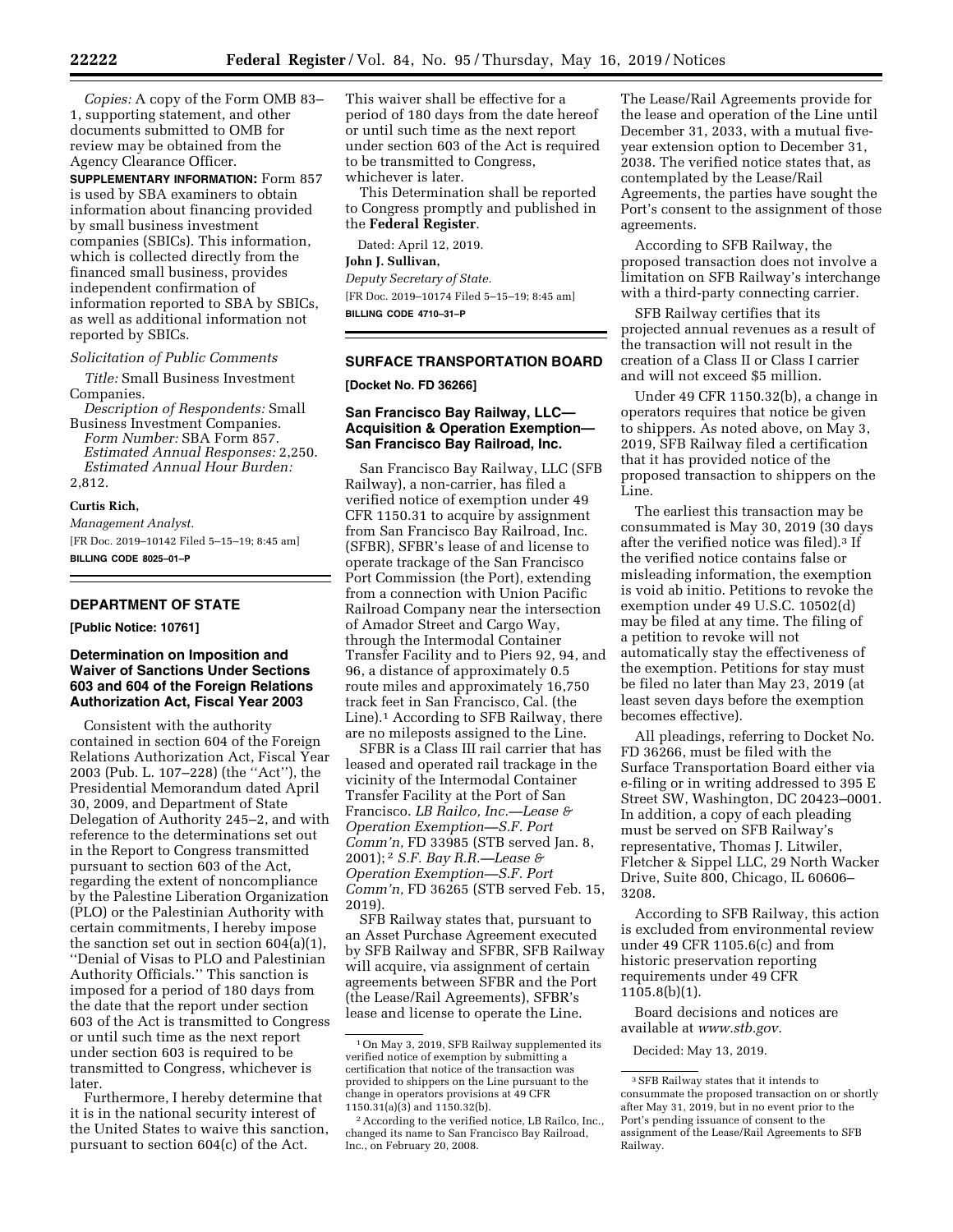*Copies:* A copy of the Form OMB 83–1, supporting statement, and other documents submitted to OMB for review may be obtained from the Agency Clearance Officer.

**SUPPLEMENTARY INFORMATION:** Form 857 is used by SBA examiners to obtain information about financing provided by small business investment companies (SBICs). This information, which is collected directly from the financed small business, provides independent confirmation of information reported to SBA by SBICs, as well as additional information not reported by SBICs.

*Solicitation of Public Comments*

*Title:* Small Business Investment Companies.

*Description of Respondents:* Small Business Investment Companies.

*Form Number:* SBA Form 857.

*Estimated Annual Responses:* 2,250.

*Estimated Annual Hour Burden:* 2,812.

**Curtis Rich,**

*Management Analyst.*

[FR Doc. 2019–10142 Filed 5–15–19; 8:45 am]

**BILLING CODE 8025–01–P**

## DEPARTMENT OF STATE

**[Public Notice: 10761]**

### Determination on Imposition and Waiver of Sanctions Under Sections 603 and 604 of the Foreign Relations Authorization Act, Fiscal Year 2003

Consistent with the authority contained in section 604 of the Foreign Relations Authorization Act, Fiscal Year 2003 (Pub. L. 107–228) (the ''Act''), the Presidential Memorandum dated April 30, 2009, and Department of State Delegation of Authority 245–2, and with reference to the determinations set out in the Report to Congress transmitted pursuant to section 603 of the Act, regarding the extent of noncompliance by the Palestine Liberation Organization (PLO) or the Palestinian Authority with certain commitments, I hereby impose the sanction set out in section 604(a)(1), ''Denial of Visas to PLO and Palestinian Authority Officials.'' This sanction is imposed for a period of 180 days from the date that the report under section 603 of the Act is transmitted to Congress or until such time as the next report under section 603 is required to be transmitted to Congress, whichever is later.

Furthermore, I hereby determine that it is in the national security interest of the United States to waive this sanction, pursuant to section 604(c) of the Act. This waiver shall be effective for a period of 180 days from the date hereof or until such time as the next report under section 603 of the Act is required to be transmitted to Congress, whichever is later.

This Determination shall be reported to Congress promptly and published in the **Federal Register**.

Dated: April 12, 2019.

**John J. Sullivan,**

*Deputy Secretary of State.*

[FR Doc. 2019–10174 Filed 5–15–19; 8:45 am]

**BILLING CODE 4710–31–P**

## SURFACE TRANSPORTATION BOARD

**[Docket No. FD 36266]**

### San Francisco Bay Railway, LLC—Acquisition & Operation Exemption—San Francisco Bay Railroad, Inc.

San Francisco Bay Railway, LLC (SFB Railway), a non-carrier, has filed a verified notice of exemption under 49 CFR 1150.31 to acquire by assignment from San Francisco Bay Railroad, Inc. (SFBR), SFBR's lease of and license to operate trackage of the San Francisco Port Commission (the Port), extending from a connection with Union Pacific Railroad Company near the intersection of Amador Street and Cargo Way, through the Intermodal Container Transfer Facility and to Piers 92, 94, and 96, a distance of approximately 0.5 route miles and approximately 16,750 track feet in San Francisco, Cal. (the Line).[1] According to SFB Railway, there are no mileposts assigned to the Line.

SFBR is a Class III rail carrier that has leased and operated rail trackage in the vicinity of the Intermodal Container Transfer Facility at the Port of San Francisco. *LB Railco, Inc.—Lease & Operation Exemption—S.F. Port Comm'n,* FD 33985 (STB served Jan. 8, 2001);[2] *S.F. Bay R.R.—Lease & Operation Exemption—S.F. Port Comm'n,* FD 36265 (STB served Feb. 15, 2019).

SFB Railway states that, pursuant to an Asset Purchase Agreement executed by SFB Railway and SFBR, SFB Railway will acquire, via assignment of certain agreements between SFBR and the Port (the Lease/Rail Agreements), SFBR's lease and license to operate the Line. The Lease/Rail Agreements provide for the lease and operation of the Line until December 31, 2033, with a mutual five-year extension option to December 31, 2038. The verified notice states that, as contemplated by the Lease/Rail Agreements, the parties have sought the Port's consent to the assignment of those agreements.

According to SFB Railway, the proposed transaction does not involve a limitation on SFB Railway's interchange with a third-party connecting carrier.

SFB Railway certifies that its projected annual revenues as a result of the transaction will not result in the creation of a Class II or Class I carrier and will not exceed $5 million.

Under 49 CFR 1150.32(b), a change in operators requires that notice be given to shippers. As noted above, on May 3, 2019, SFB Railway filed a certification that it has provided notice of the proposed transaction to shippers on the Line.

The earliest this transaction may be consummated is May 30, 2019 (30 days after the verified notice was filed).[3] If the verified notice contains false or misleading information, the exemption is void ab initio. Petitions to revoke the exemption under 49 U.S.C. 10502(d) may be filed at any time. The filing of a petition to revoke will not automatically stay the effectiveness of the exemption. Petitions for stay must be filed no later than May 23, 2019 (at least seven days before the exemption becomes effective).

All pleadings, referring to Docket No. FD 36266, must be filed with the Surface Transportation Board either via e-filing or in writing addressed to 395 E Street SW, Washington, DC 20423–0001. In addition, a copy of each pleading must be served on SFB Railway's representative, Thomas J. Litwiler, Fletcher & Sippel LLC, 29 North Wacker Drive, Suite 800, Chicago, IL 60606–3208.

According to SFB Railway, this action is excluded from environmental review under 49 CFR 1105.6(c) and from historic preservation reporting requirements under 49 CFR 1105.8(b)(1).

Board decisions and notices are available at *www.stb.gov.*

Decided: May 13, 2019.

---

[1] On May 3, 2019, SFB Railway supplemented its verified notice of exemption by submitting a certification that notice of the transaction was provided to shippers on the Line pursuant to the change in operators provisions at 49 CFR 1150.31(a)(3) and 1150.32(b).

[2] According to the verified notice, LB Railco, Inc., changed its name to San Francisco Bay Railroad, Inc., on February 20, 2008.

[3] SFB Railway states that it intends to consummate the proposed transaction on or shortly after May 31, 2019, but in no event prior to the Port's pending issuance of consent to the assignment of the Lease/Rail Agreements to SFB Railway.